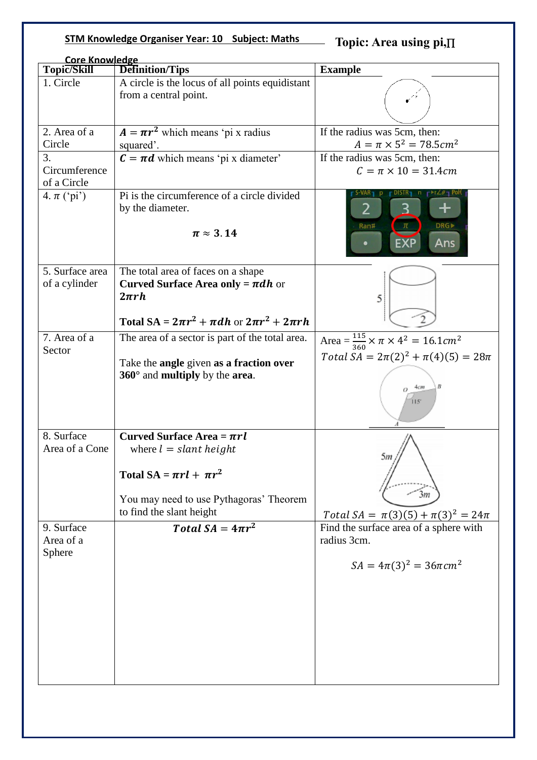**STM Knowledge Organiser Year: 10 Subject: Maths** **Topic: Area using pi, $\Pi$**

**Core Knowledge**

| Topic/Skill | Definition/Tips | Example |
|---|---|---|
| 1. Circle | A circle is the locus of all points equidistant from a central point. | |
| 2. Area of a Circle | $\boldsymbol{A = \pi r^2}$ which means 'pi x radius squared'. | If the radius was 5cm, then: $A = \pi \times 5^2 = 78.5cm^2$ |
| 3. Circumference of a Circle | $\boldsymbol{C = \pi d}$ which means 'pi x diameter' | If the radius was 5cm, then: $C = \pi \times 10 = 31.4cm$ |
| 4. $\pi$ ('pi') | Pi is the circumference of a circle divided by the diameter. $\boldsymbol{\pi \approx 3.14}$ | |
| 5. Surface area of a cylinder | The total area of faces on a shape **Curved Surface Area only =** $\boldsymbol{\pi dh}$ or $\boldsymbol{2\pi rh}$ **Total SA =** $\boldsymbol{2\pi r^2 + \pi dh}$ or $\boldsymbol{2\pi r^2 + 2\pi rh}$ | $Total\ SA = 2\pi(2)^2 + \pi(4)(5) = 28\pi$ |
| 7. Area of a Sector | The area of a sector is part of the total area. Take the **angle** given **as a fraction over 360°** and **multiply** by the **area**. | Area = $\frac{115}{360} \times \pi \times 4^2 = 16.1cm^2$ |
| 8. Surface Area of a Cone | **Curved Surface Area =** $\boldsymbol{\pi rl}$ where $l = slant\ height$ **Total SA =** $\boldsymbol{\pi rl + \pi r^2}$ You may need to use Pythagoras' Theorem to find the slant height | $Total\ SA = \pi(3)(5) + \pi(3)^2 = 24\pi$ |
| 9. Surface Area of a Sphere | $\boldsymbol{Total\ SA = 4\pi r^2}$ | Find the surface area of a sphere with radius 3cm. $SA = 4\pi(3)^2 = 36\pi cm^2$ |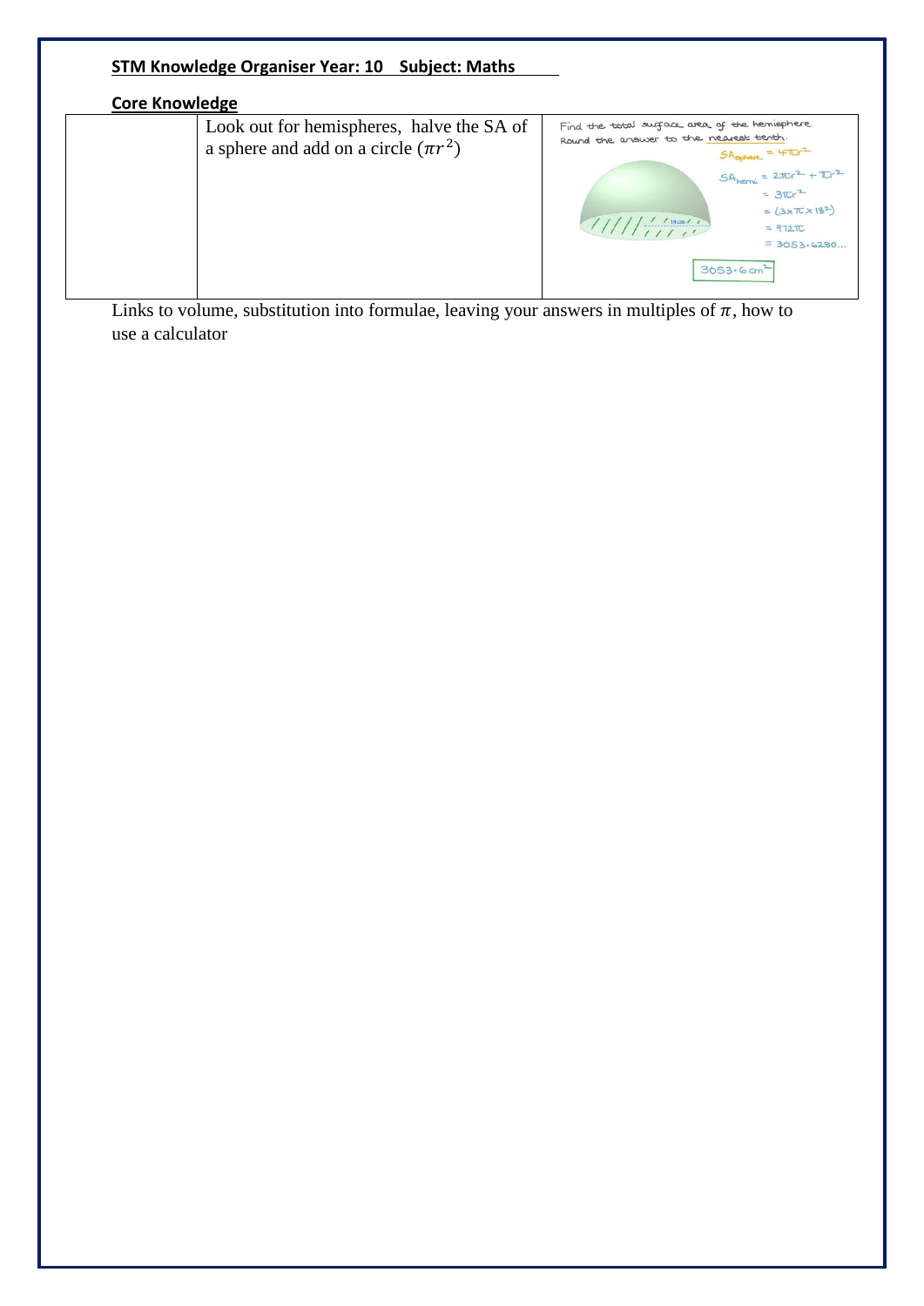**STM Knowledge Organiser Year: 10 Subject: Maths**

**Core Knowledge**

| | | |
|---|---|---|
| | Look out for hemispheres, halve the SA of a sphere and add on a circle ($\pi r^2$) | Find the total surface area of the hemisphere. Round the answer to the nearest tenth. 18 cm $SA_{sphere} = 4\pi r^2$ $SA_{hemi} = 2\pi r^2 + \pi r^2$ $= 3\pi r^2$ $= (3 \times \pi \times 18^2)$ $= 972\pi$ $= 3053.6280...$ $3053.6\text{ cm}^2$ |

Links to volume, substitution into formulae, leaving your answers in multiples of $\pi$, how to use a calculator